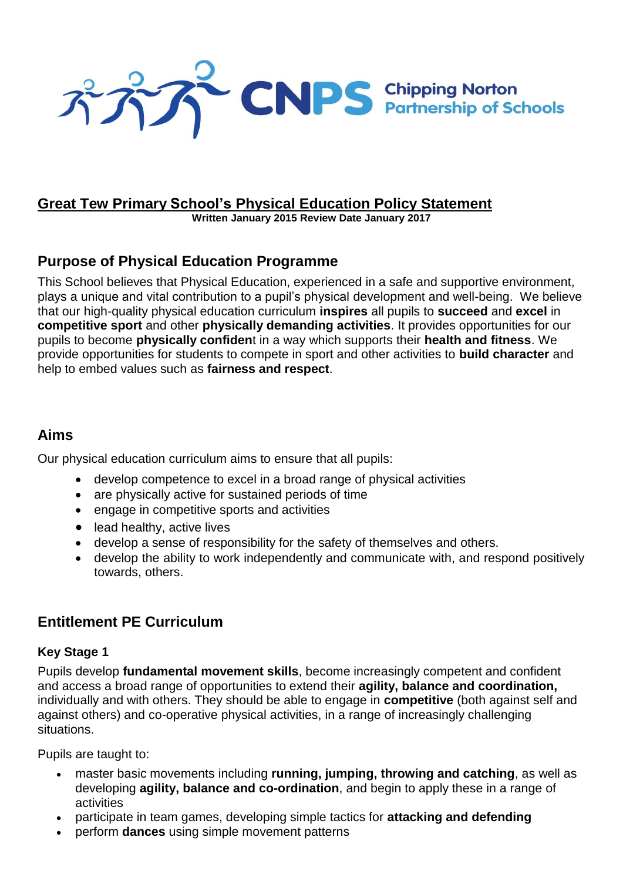CNPS Chipping Norton Partnership of Schools

# Great Tew Primary School's Physical Education Policy Statement

**Written January 2015 Review Date January 2017**

## Purpose of Physical Education Programme

This School believes that Physical Education, experienced in a safe and supportive environment, plays a unique and vital contribution to a pupil's physical development and well-being. We believe that our high-quality physical education curriculum **inspires** all pupils to **succeed** and **excel** in **competitive sport** and other **physically demanding activities**. It provides opportunities for our pupils to become **physically confiden**t in a way which supports their **health and fitness**. We provide opportunities for students to compete in sport and other activities to **build character** and help to embed values such as **fairness and respect**.

## Aims

Our physical education curriculum aims to ensure that all pupils:

- develop competence to excel in a broad range of physical activities
- are physically active for sustained periods of time
- engage in competitive sports and activities
- lead healthy, active lives
- develop a sense of responsibility for the safety of themselves and others.
- develop the ability to work independently and communicate with, and respond positively towards, others.

## Entitlement PE Curriculum

### Key Stage 1

Pupils develop **fundamental movement skills**, become increasingly competent and confident and access a broad range of opportunities to extend their **agility, balance and coordination,** individually and with others. They should be able to engage in **competitive** (both against self and against others) and co-operative physical activities, in a range of increasingly challenging situations.

Pupils are taught to:

- master basic movements including **running, jumping, throwing and catching**, as well as developing **agility, balance and co-ordination**, and begin to apply these in a range of activities
- participate in team games, developing simple tactics for **attacking and defending**
- perform **dances** using simple movement patterns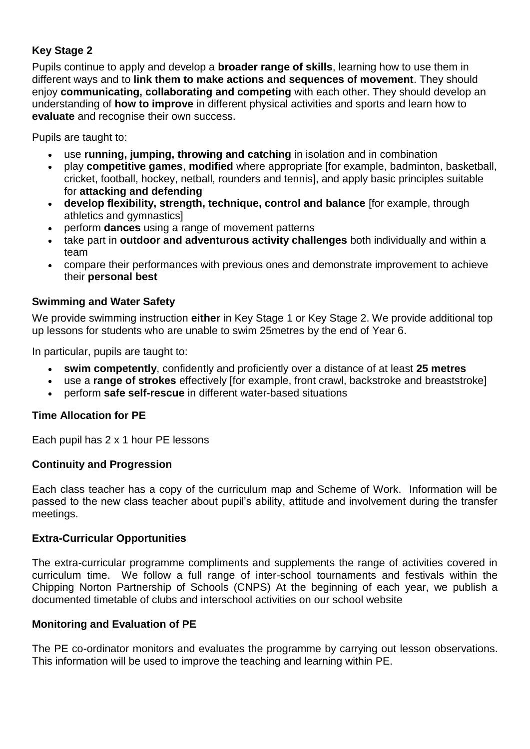### Key Stage 2

Pupils continue to apply and develop a **broader range of skills**, learning how to use them in different ways and to **link them to make actions and sequences of movement**. They should enjoy **communicating, collaborating and competing** with each other. They should develop an understanding of **how to improve** in different physical activities and sports and learn how to **evaluate** and recognise their own success.

Pupils are taught to:

- use **running, jumping, throwing and catching** in isolation and in combination
- play **competitive games**, **modified** where appropriate [for example, badminton, basketball, cricket, football, hockey, netball, rounders and tennis], and apply basic principles suitable for **attacking and defending**
- **develop flexibility, strength, technique, control and balance** [for example, through athletics and gymnastics]
- perform **dances** using a range of movement patterns
- take part in **outdoor and adventurous activity challenges** both individually and within a team
- compare their performances with previous ones and demonstrate improvement to achieve their **personal best**

### Swimming and Water Safety

We provide swimming instruction **either** in Key Stage 1 or Key Stage 2. We provide additional top up lessons for students who are unable to swim 25metres by the end of Year 6.

In particular, pupils are taught to:

- **swim competently**, confidently and proficiently over a distance of at least **25 metres**
- use a **range of strokes** effectively [for example, front crawl, backstroke and breaststroke]
- perform **safe self-rescue** in different water-based situations

### Time Allocation for PE

Each pupil has 2 x 1 hour PE lessons

### Continuity and Progression

Each class teacher has a copy of the curriculum map and Scheme of Work. Information will be passed to the new class teacher about pupil's ability, attitude and involvement during the transfer meetings.

### Extra-Curricular Opportunities

The extra-curricular programme compliments and supplements the range of activities covered in curriculum time. We follow a full range of inter-school tournaments and festivals within the Chipping Norton Partnership of Schools (CNPS) At the beginning of each year, we publish a documented timetable of clubs and interschool activities on our school website

### Monitoring and Evaluation of PE

The PE co-ordinator monitors and evaluates the programme by carrying out lesson observations. This information will be used to improve the teaching and learning within PE.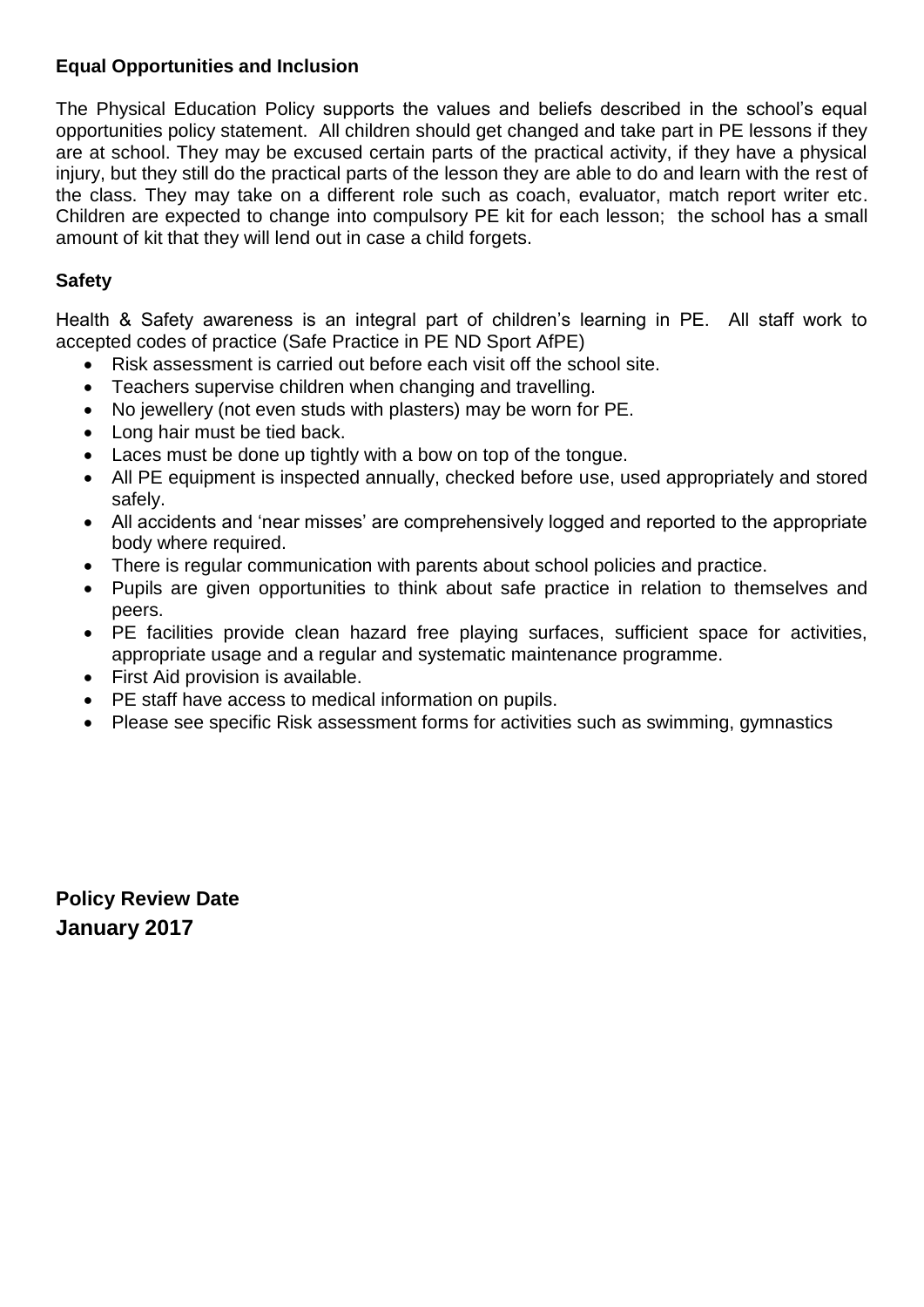## Equal Opportunities and Inclusion

The Physical Education Policy supports the values and beliefs described in the school's equal opportunities policy statement. All children should get changed and take part in PE lessons if they are at school. They may be excused certain parts of the practical activity, if they have a physical injury, but they still do the practical parts of the lesson they are able to do and learn with the rest of the class. They may take on a different role such as coach, evaluator, match report writer etc. Children are expected to change into compulsory PE kit for each lesson; the school has a small amount of kit that they will lend out in case a child forgets.

## Safety

Health & Safety awareness is an integral part of children's learning in PE. All staff work to accepted codes of practice (Safe Practice in PE ND Sport AfPE)

- Risk assessment is carried out before each visit off the school site.
- Teachers supervise children when changing and travelling.
- No jewellery (not even studs with plasters) may be worn for PE.
- Long hair must be tied back.
- Laces must be done up tightly with a bow on top of the tongue.
- All PE equipment is inspected annually, checked before use, used appropriately and stored safely.
- All accidents and 'near misses' are comprehensively logged and reported to the appropriate body where required.
- There is regular communication with parents about school policies and practice.
- Pupils are given opportunities to think about safe practice in relation to themselves and peers.
- PE facilities provide clean hazard free playing surfaces, sufficient space for activities, appropriate usage and a regular and systematic maintenance programme.
- First Aid provision is available.
- PE staff have access to medical information on pupils.
- Please see specific Risk assessment forms for activities such as swimming, gymnastics

**Policy Review Date**
**January 2017**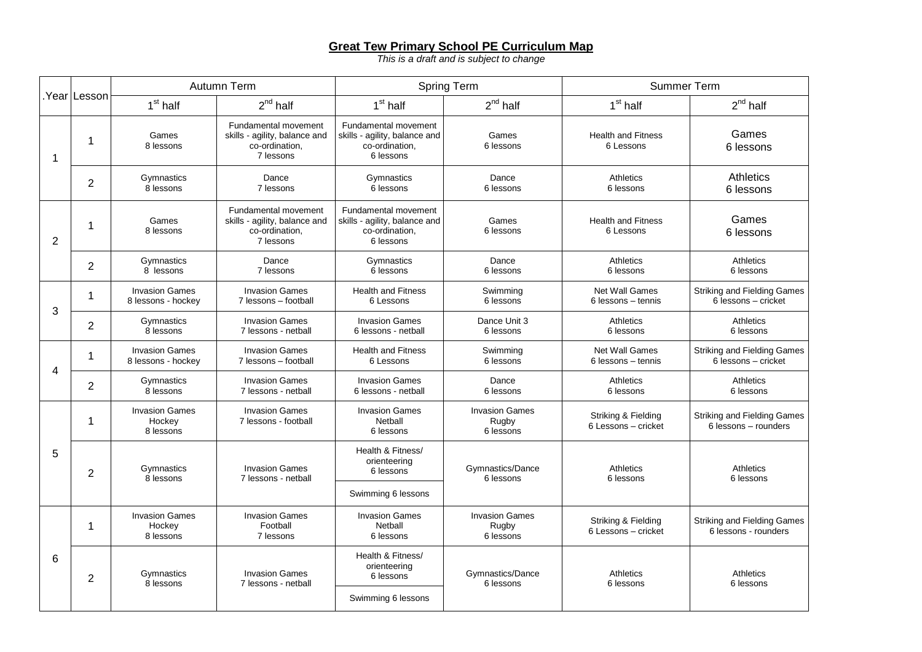**Great Tew Primary School PE Curriculum Map**

*This is a draft and is subject to change*

| .Year | Lesson | Autumn Term | | Spring Term | | Summer Term | |
|---|---|---|---|---|---|---|---|
| | | 1st half | 2nd half | 1st half | 2nd half | 1st half | 2nd half |
| 1 | 1 | Games 8 lessons | Fundamental movement skills - agility, balance and co-ordination, 7 lessons | Fundamental movement skills - agility, balance and co-ordination, 6 lessons | Games 6 lessons | Health and Fitness 6 Lessons | Games 6 lessons |
| | 2 | Gymnastics 8 lessons | Dance 7 lessons | Gymnastics 6 lessons | Dance 6 lessons | Athletics 6 lessons | Athletics 6 lessons |
| 2 | 1 | Games 8 lessons | Fundamental movement skills - agility, balance and co-ordination, 7 lessons | Fundamental movement skills - agility, balance and co-ordination, 6 lessons | Games 6 lessons | Health and Fitness 6 Lessons | Games 6 lessons |
| | 2 | Gymnastics 8 lessons | Dance 7 lessons | Gymnastics 6 lessons | Dance 6 lessons | Athletics 6 lessons | Athletics 6 lessons |
| 3 | 1 | Invasion Games 8 lessons - hockey | Invasion Games 7 lessons – football | Health and Fitness 6 Lessons | Swimming 6 lessons | Net Wall Games 6 lessons – tennis | Striking and Fielding Games 6 lessons – cricket |
| | 2 | Gymnastics 8 lessons | Invasion Games 7 lessons - netball | Invasion Games 6 lessons - netball | Dance Unit 3 6 lessons | Athletics 6 lessons | Athletics 6 lessons |
| 4 | 1 | Invasion Games 8 lessons - hockey | Invasion Games 7 lessons – football | Health and Fitness 6 Lessons | Swimming 6 lessons | Net Wall Games 6 lessons – tennis | Striking and Fielding Games 6 lessons – cricket |
| | 2 | Gymnastics 8 lessons | Invasion Games 7 lessons - netball | Invasion Games 6 lessons - netball | Dance 6 lessons | Athletics 6 lessons | Athletics 6 lessons |
| 5 | 1 | Invasion Games Hockey 8 lessons | Invasion Games 7 lessons - football | Invasion Games Netball 6 lessons | Invasion Games Rugby 6 lessons | Striking & Fielding 6 Lessons – cricket | Striking and Fielding Games 6 lessons – rounders |
| | 2 | Gymnastics 8 lessons | Invasion Games 7 lessons - netball | Health & Fitness/ orienteering 6 lessons | Gymnastics/Dance 6 lessons | Athletics 6 lessons | Athletics 6 lessons |
| | | | | Swimming 6 lessons | | | |
| 6 | 1 | Invasion Games Hockey 8 lessons | Invasion Games Football 7 lessons | Invasion Games Netball 6 lessons | Invasion Games Rugby 6 lessons | Striking & Fielding 6 Lessons – cricket | Striking and Fielding Games 6 lessons - rounders |
| | 2 | Gymnastics 8 lessons | Invasion Games 7 lessons - netball | Health & Fitness/ orienteering 6 lessons | Gymnastics/Dance 6 lessons | Athletics 6 lessons | Athletics 6 lessons |
| | | | | Swimming 6 lessons | | | |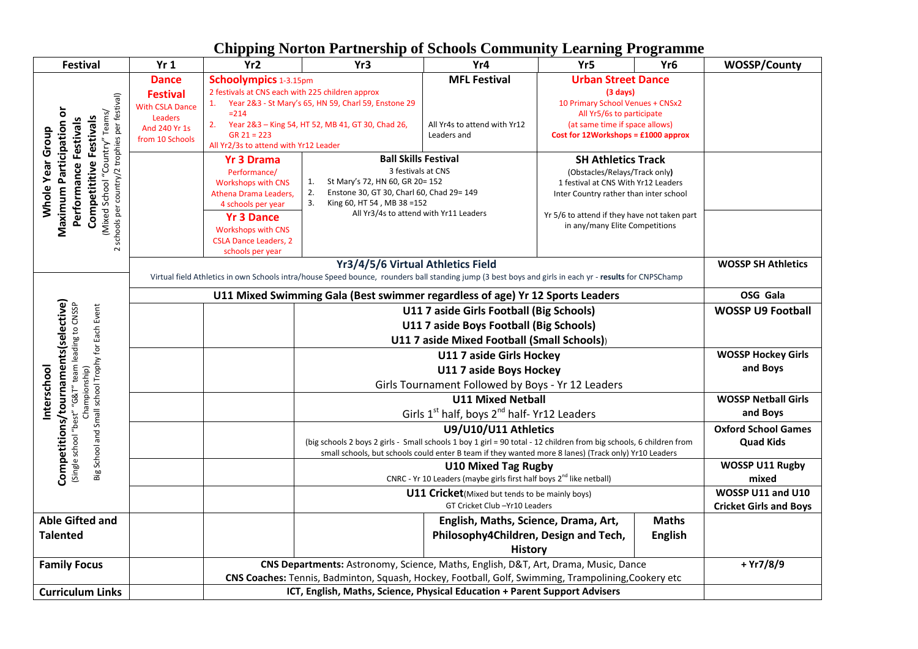# Chipping Norton Partnership of Schools Community Learning Programme

| Festival | Yr 1 | Yr2 | Yr3 | Yr4 | Yr5 | Yr6 | WOSSP/County |
|---|---|---|---|---|---|---|---|
| **Whole Year Group Maximum Participation or Performance Festivals Competitive Festivals** (Mixed School "Country" Teams/ 2 schools per country/2 trophies per festival) | **Dance Festival** With CSLA Dance Leaders And 240 Yr 1s from 10 Schools | **Schoolympics** 1-3.15pm<br>2 festivals at CNS each with 225 children approx<br>1. Year 2&3 - St Mary's 65, HN 59, Charl 59, Enstone 29 =214<br>2. Year 2&3 – King 54, HT 52, MB 41, GT 30, Chad 26, GR 21 = 223<br>All Yr2/3s to attend with Yr12 Leader | | **MFL Festival**<br>All Yr4s to attend with Yr12 Leaders and | **Urban Street Dance** (3 days)<br>10 Primary School Venues + CNSx2<br>All Yr5/6s to participate<br>(at same time if space allows)<br>**Cost for 12Workshops = £1000 approx** | | |
| | | **Yr 3 Drama** Performance/ Workshops with CNS Athena Drama Leaders, 4 schools per year<br>**Yr 3 Dance** Workshops with CNS CSLA Dance Leaders, 2 schools per year | **Ball Skills Festival**<br>3 festivals at CNS<br>1. St Mary's 72, HN 60, GR 20= 152<br>2. Enstone 30, GT 30, Charl 60, Chad 29= 149<br>3. King 60, HT 54 , MB 38 =152<br>All Yr3/4s to attend with Yr11 Leaders | | **SH Athletics Track**<br>(Obstacles/Relays/Track only)<br>1 festival at CNS With Yr12 Leaders<br>Inter Country rather than inter school<br>Yr 5/6 to attend if they have not taken part in any/many Elite Competitions | | |
| | **Yr3/4/5/6 Virtual Athletics Field**<br>Virtual field Athletics in own Schools intra/house Speed bounce, rounders ball standing jump (3 best boys and girls in each yr - **results** for CNPSChamp | | | | | | **WOSSP SH Athletics** |
| **Interschool Competitions/tournaments(selective)** (Single school "best" "G&T" team leading to CNSSP Championship) Big School and Small school Trophy for Each Event | **U11 Mixed Swimming Gala (Best swimmer regardless of age) Yr 12 Sports Leaders** | | | | | | **OSG Gala** |
| | | | **U11 7 aside Girls Football (Big Schools)**<br>**U11 7 aside Boys Football (Big Schools)**<br>**U11 7 aside Mixed Football (Small Schools)**) | | | | **WOSSP U9 Football** |
| | | | **U11 7 aside Girls Hockey**<br>**U11 7 aside Boys Hockey**<br>Girls Tournament Followed by Boys - Yr 12 Leaders | | | | **WOSSP Hockey Girls and Boys** |
| | | | **U11 Mixed Netball**<br>Girls 1st half, boys 2nd half- Yr12 Leaders | | | | **WOSSP Netball Girls and Boys** |
| | | | **U9/U10/U11 Athletics**<br>(big schools 2 boys 2 girls - Small schools 1 boy 1 girl = 90 total - 12 children from big schools, 6 children from small schools, but schools could enter B team if they wanted more 8 lanes) (Track only) Yr10 Leaders | | | | **Oxford School Games Quad Kids** |
| | | | **U10 Mixed Tag Rugby**<br>CNRC - Yr 10 Leaders (maybe girls first half boys 2nd like netball) | | | | **WOSSP U11 Rugby mixed** |
| | | | **U11 Cricket**(Mixed but tends to be mainly boys)<br>GT Cricket Club –Yr10 Leaders | | | | **WOSSP U11 and U10 Cricket Girls and Boys** |
| **Able Gifted and Talented** | | | | **English, Maths, Science, Drama, Art, Philosophy4Children, Design and Tech, History** | | **Maths English** | |
| **Family Focus** | | **CNS Departments:** Astronomy, Science, Maths, English, D&T, Art, Drama, Music, Dance<br>**CNS Coaches:** Tennis, Badminton, Squash, Hockey, Football, Golf, Swimming, Trampolining,Cookery etc | | | | | **+ Yr7/8/9** |
| **Curriculum Links** | | **ICT, English, Maths, Science, Physical Education + Parent Support Advisers** | | | | | |